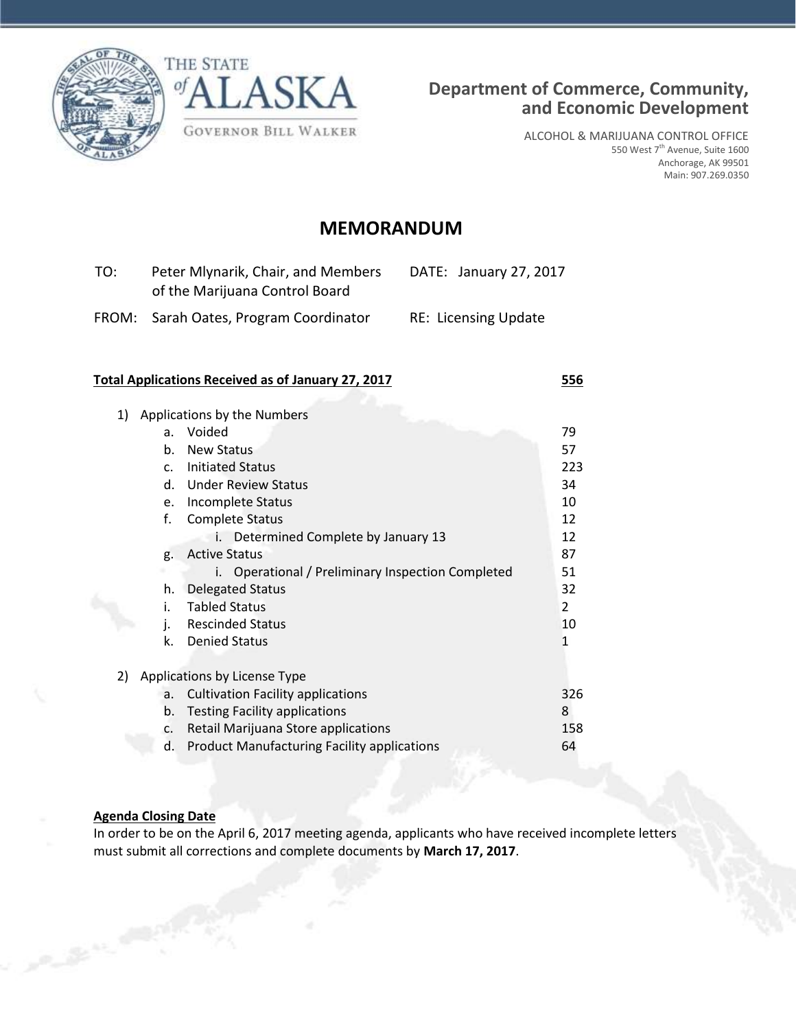THE STATE of ALASKA

GOVERNOR BILL WALKER

**Department of Commerce, Community, and Economic Development**

ALCOHOL & MARIJUANA CONTROL OFFICE
550 West 7th Avenue, Suite 1600
Anchorage, AK 99501
Main: 907.269.0350

# MEMORANDUM

TO: Peter Mlynarik, Chair, and Members of the Marijuana Control Board

DATE: January 27, 2017

FROM: Sarah Oates, Program Coordinator

RE: Licensing Update

**Total Applications Received as of January 27, 2017** — **556**

1) Applications by the Numbers
   a. Voided — 79
   b. New Status — 57
   c. Initiated Status — 223
   d. Under Review Status — 34
   e. Incomplete Status — 10
   f. Complete Status — 12
      i. Determined Complete by January 13 — 12
   g. Active Status — 87
      i. Operational / Preliminary Inspection Completed — 51
   h. Delegated Status — 32
   i. Tabled Status — 2
   j. Rescinded Status — 10
   k. Denied Status — 1

2) Applications by License Type
   a. Cultivation Facility applications — 326
   b. Testing Facility applications — 8
   c. Retail Marijuana Store applications — 158
   d. Product Manufacturing Facility applications — 64

**Agenda Closing Date**

In order to be on the April 6, 2017 meeting agenda, applicants who have received incomplete letters must submit all corrections and complete documents by **March 17, 2017**.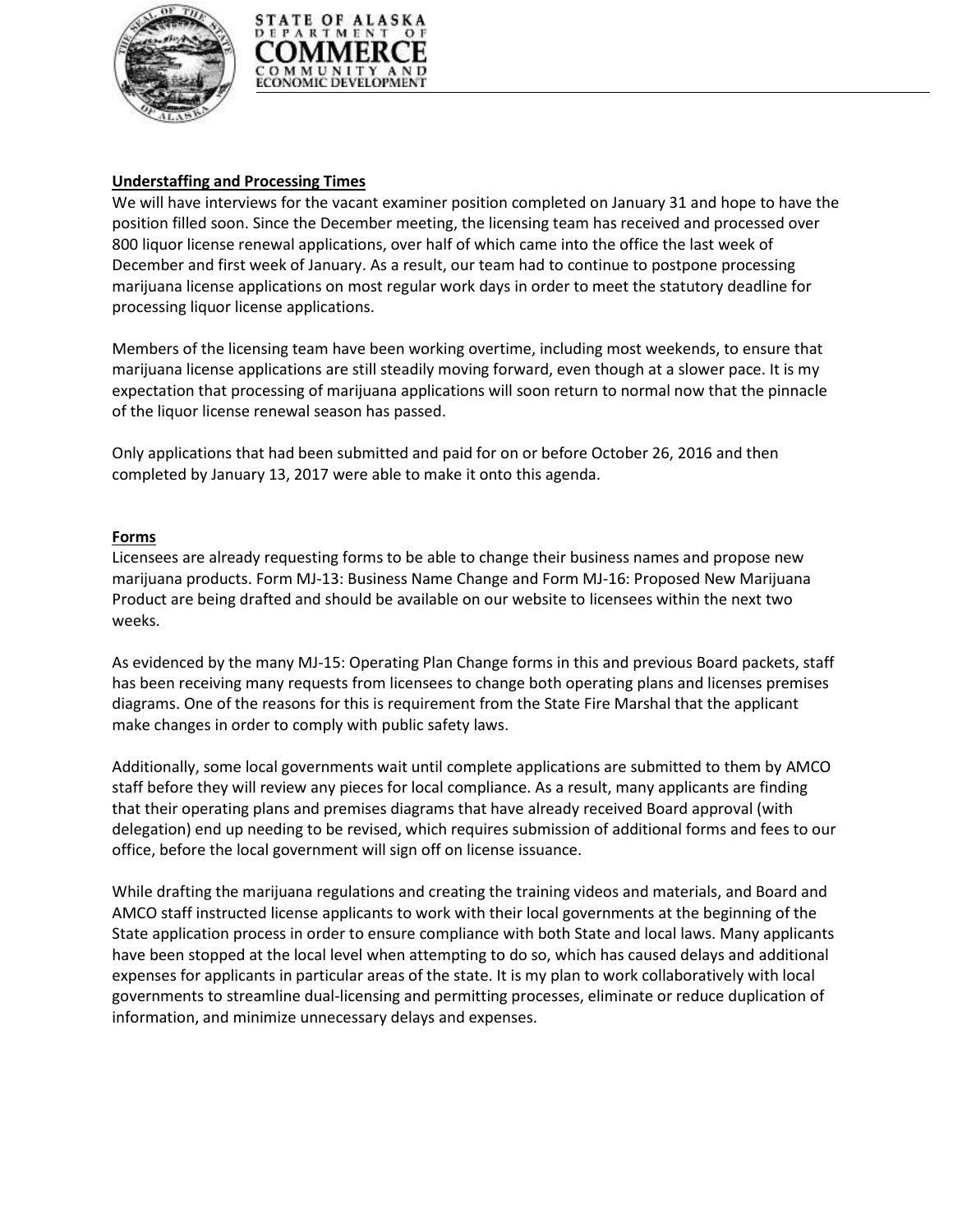**Understaffing and Processing Times**

We will have interviews for the vacant examiner position completed on January 31 and hope to have the position filled soon. Since the December meeting, the licensing team has received and processed over 800 liquor license renewal applications, over half of which came into the office the last week of December and first week of January. As a result, our team had to continue to postpone processing marijuana license applications on most regular work days in order to meet the statutory deadline for processing liquor license applications.

Members of the licensing team have been working overtime, including most weekends, to ensure that marijuana license applications are still steadily moving forward, even though at a slower pace. It is my expectation that processing of marijuana applications will soon return to normal now that the pinnacle of the liquor license renewal season has passed.

Only applications that had been submitted and paid for on or before October 26, 2016 and then completed by January 13, 2017 were able to make it onto this agenda.

**Forms**

Licensees are already requesting forms to be able to change their business names and propose new marijuana products. Form MJ-13: Business Name Change and Form MJ-16: Proposed New Marijuana Product are being drafted and should be available on our website to licensees within the next two weeks.

As evidenced by the many MJ-15: Operating Plan Change forms in this and previous Board packets, staff has been receiving many requests from licensees to change both operating plans and licenses premises diagrams. One of the reasons for this is requirement from the State Fire Marshal that the applicant make changes in order to comply with public safety laws.

Additionally, some local governments wait until complete applications are submitted to them by AMCO staff before they will review any pieces for local compliance. As a result, many applicants are finding that their operating plans and premises diagrams that have already received Board approval (with delegation) end up needing to be revised, which requires submission of additional forms and fees to our office, before the local government will sign off on license issuance.

While drafting the marijuana regulations and creating the training videos and materials, and Board and AMCO staff instructed license applicants to work with their local governments at the beginning of the State application process in order to ensure compliance with both State and local laws. Many applicants have been stopped at the local level when attempting to do so, which has caused delays and additional expenses for applicants in particular areas of the state. It is my plan to work collaboratively with local governments to streamline dual-licensing and permitting processes, eliminate or reduce duplication of information, and minimize unnecessary delays and expenses.